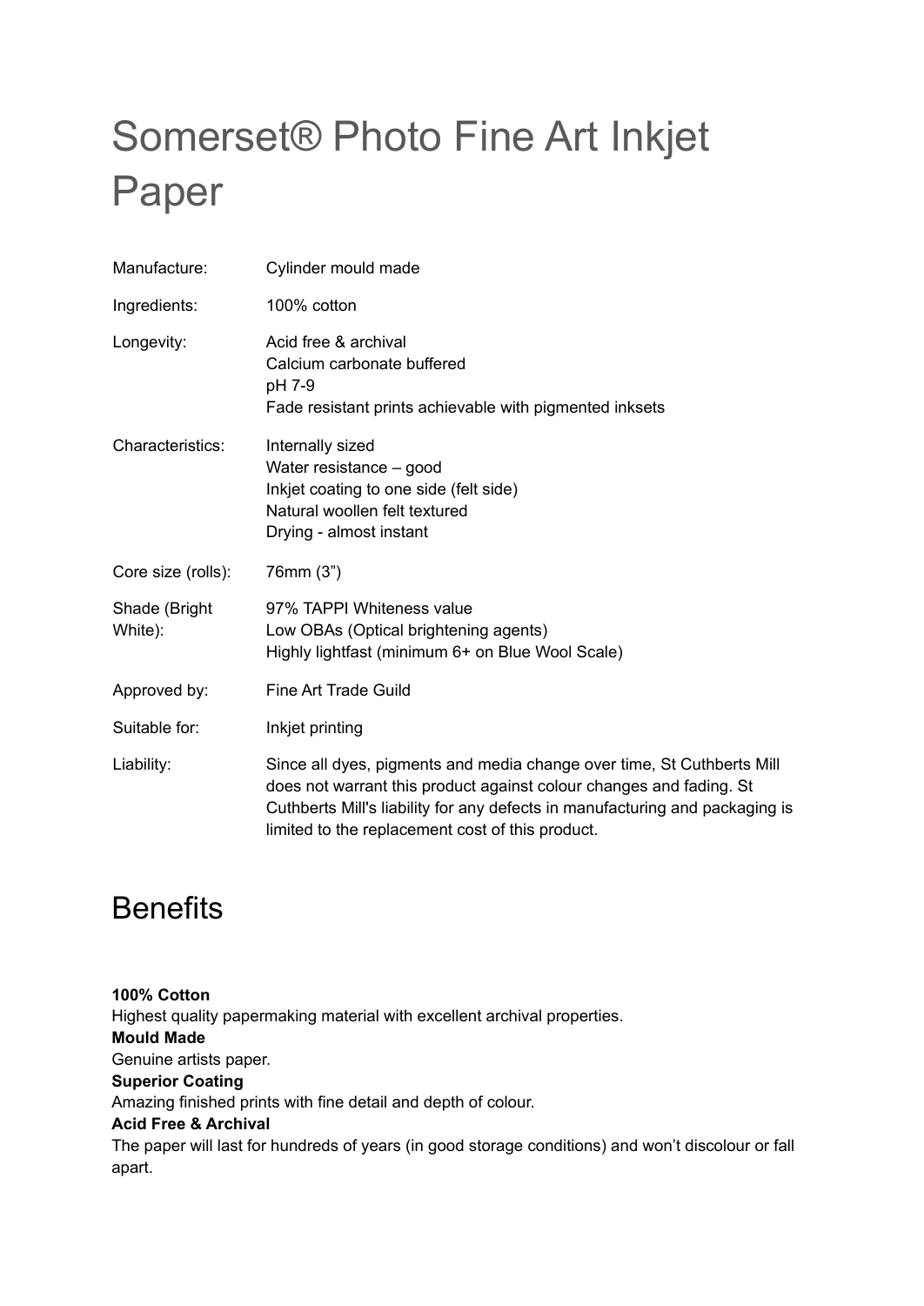# Somerset® Photo Fine Art Inkjet Paper

| | |
|---|---|
| Manufacture: | Cylinder mould made |
| Ingredients: | 100% cotton |
| Longevity: | Acid free & archival<br>Calcium carbonate buffered<br>pH 7-9<br>Fade resistant prints achievable with pigmented inksets |
| Characteristics: | Internally sized<br>Water resistance – good<br>Inkjet coating to one side (felt side)<br>Natural woollen felt textured<br>Drying - almost instant |
| Core size (rolls): | 76mm (3") |
| Shade (Bright White): | 97% TAPPI Whiteness value<br>Low OBAs (Optical brightening agents)<br>Highly lightfast (minimum 6+ on Blue Wool Scale) |
| Approved by: | Fine Art Trade Guild |
| Suitable for: | Inkjet printing |
| Liability: | Since all dyes, pigments and media change over time, St Cuthberts Mill does not warrant this product against colour changes and fading. St Cuthberts Mill's liability for any defects in manufacturing and packaging is limited to the replacement cost of this product. |

## Benefits

**100% Cotton**
Highest quality papermaking material with excellent archival properties.
**Mould Made**
Genuine artists paper.
**Superior Coating**
Amazing finished prints with fine detail and depth of colour.
**Acid Free & Archival**
The paper will last for hundreds of years (in good storage conditions) and won't discolour or fall apart.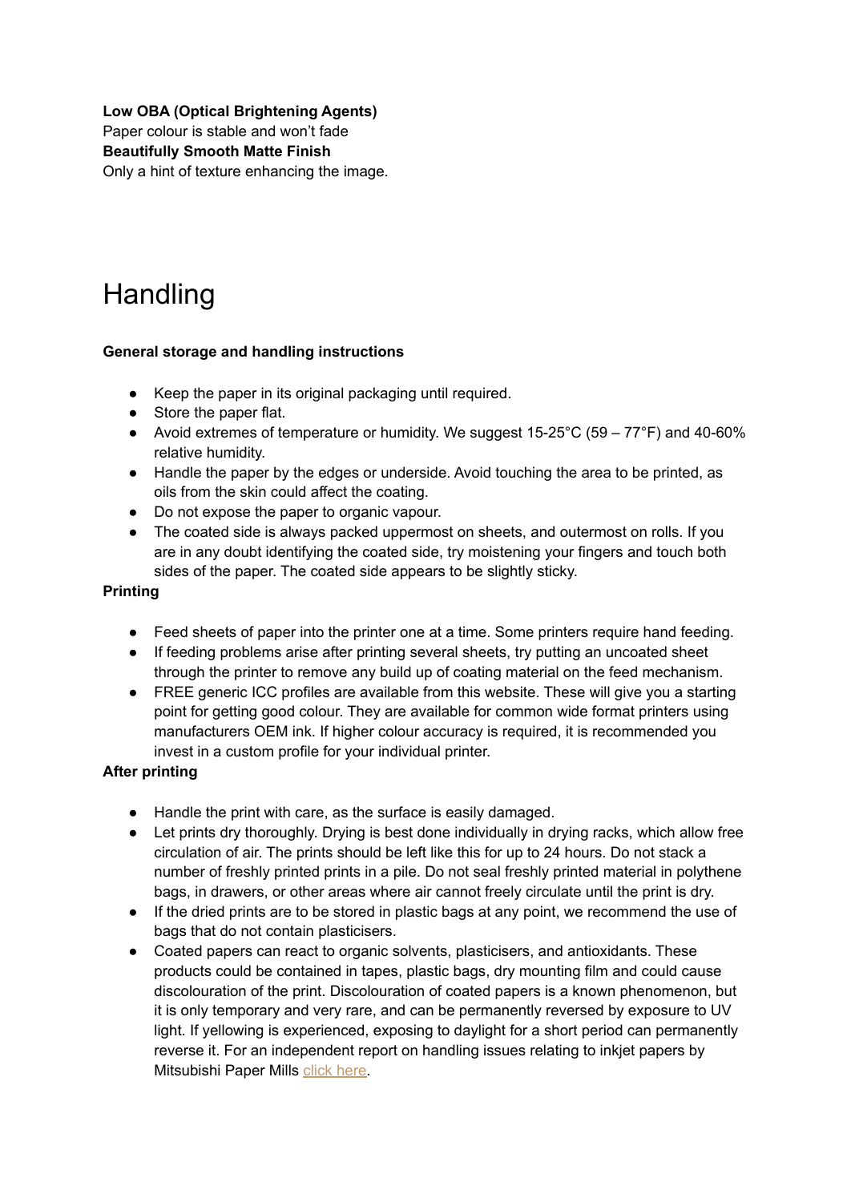**Low OBA (Optical Brightening Agents)**
Paper colour is stable and won't fade
**Beautifully Smooth Matte Finish**
Only a hint of texture enhancing the image.

# Handling

**General storage and handling instructions**

- Keep the paper in its original packaging until required.
- Store the paper flat.
- Avoid extremes of temperature or humidity. We suggest 15-25°C (59 – 77°F) and 40-60% relative humidity.
- Handle the paper by the edges or underside. Avoid touching the area to be printed, as oils from the skin could affect the coating.
- Do not expose the paper to organic vapour.
- The coated side is always packed uppermost on sheets, and outermost on rolls. If you are in any doubt identifying the coated side, try moistening your fingers and touch both sides of the paper. The coated side appears to be slightly sticky.

**Printing**

- Feed sheets of paper into the printer one at a time. Some printers require hand feeding.
- If feeding problems arise after printing several sheets, try putting an uncoated sheet through the printer to remove any build up of coating material on the feed mechanism.
- FREE generic ICC profiles are available from this website. These will give you a starting point for getting good colour. They are available for common wide format printers using manufacturers OEM ink. If higher colour accuracy is required, it is recommended you invest in a custom profile for your individual printer.

**After printing**

- Handle the print with care, as the surface is easily damaged.
- Let prints dry thoroughly. Drying is best done individually in drying racks, which allow free circulation of air. The prints should be left like this for up to 24 hours. Do not stack a number of freshly printed prints in a pile. Do not seal freshly printed material in polythene bags, in drawers, or other areas where air cannot freely circulate until the print is dry.
- If the dried prints are to be stored in plastic bags at any point, we recommend the use of bags that do not contain plasticisers.
- Coated papers can react to organic solvents, plasticisers, and antioxidants. These products could be contained in tapes, plastic bags, dry mounting film and could cause discolouration of the print. Discolouration of coated papers is a known phenomenon, but it is only temporary and very rare, and can be permanently reversed by exposure to UV light. If yellowing is experienced, exposing to daylight for a short period can permanently reverse it. For an independent report on handling issues relating to inkjet papers by Mitsubishi Paper Mills click here.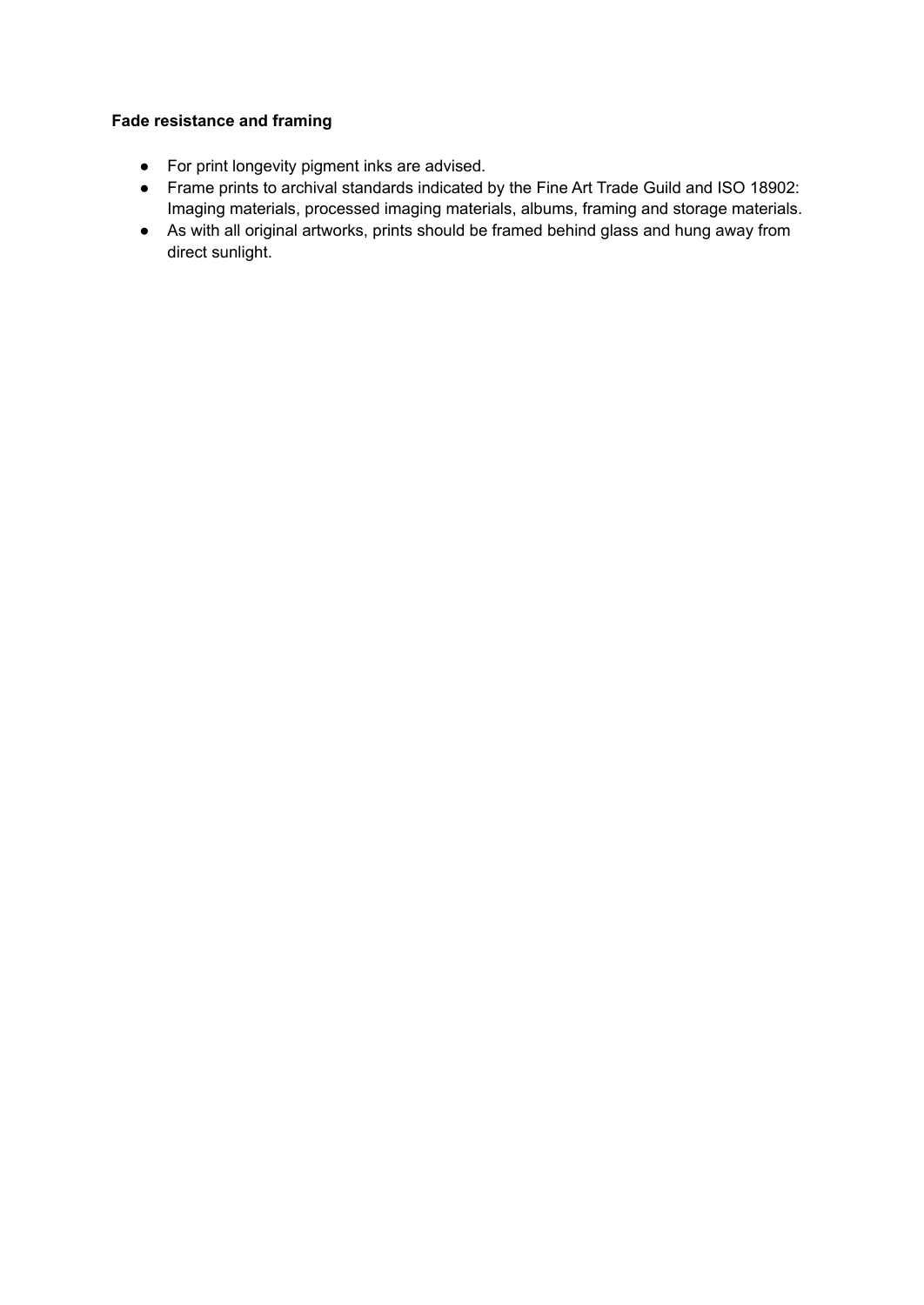**Fade resistance and framing**

- For print longevity pigment inks are advised.
- Frame prints to archival standards indicated by the Fine Art Trade Guild and ISO 18902: Imaging materials, processed imaging materials, albums, framing and storage materials.
- As with all original artworks, prints should be framed behind glass and hung away from direct sunlight.